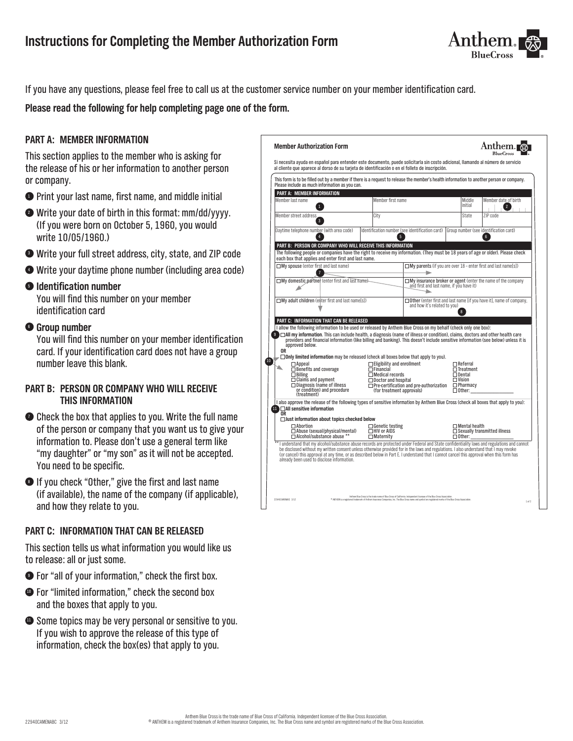# Instructions for Completing the Member Authorization Form

If you have any questions, please feel free to call us at the customer service number on your member identification card.

**Please read the following for help completing page one of the form.**

## PART A: MEMBER INFORMATION

This section applies to the member who is asking for the release of his or her information to another person or company.

1. Print your last name, first name, and middle initial
2. Write your date of birth in this format: mm/dd/yyyy. (If you were born on October 5, 1960, you would write 10/05/1960.)
3. Write your full street address, city, state, and ZIP code
4. Write your daytime phone number (including area code)
5. **Identification number**
   You will find this number on your member identification card
6. **Group number**
   You will find this number on your member identification card. If your identification card does not have a group number leave this blank.

## PART B: PERSON OR COMPANY WHO WILL RECEIVE THIS INFORMATION

7. Check the box that applies to you. Write the full name of the person or company that you want us to give your information to. Please don't use a general term like "my daughter" or "my son" as it will not be accepted. You need to be specific.
8. If you check "Other," give the first and last name (if available), the name of the company (if applicable), and how they relate to you.

## PART C: INFORMATION THAT CAN BE RELEASED

This section tells us what information you would like us to release: all or just some.

9. For "all of your information," check the first box.
10. For "limited information," check the second box and the boxes that apply to you.
11. Some topics may be very personal or sensitive to you. If you wish to approve the release of this type of information, check the box(es) that apply to you.

---

**Member Authorization Form**

Si necesita ayuda en español para entender este documento, puede solicitarla sin costo adicional, llamando al número de servicio al cliente que aparece al dorso de su tarjeta de identificación o en el folleto de inscripción.

This form is to be filled out by a member if there is a request to release the member's health information to another person or company. Please include as much information as you can.

**PART A: MEMBER INFORMATION**

| Member last name (1) | Member first name | Middle initial | Member date of birth (2) |
|---|---|---|---|
| Member street address (3) | City | State | ZIP code |
| Daytime telephone number (with area code) (4) | Identification number (see identification card) (5) | Group number (see identification card) (6) | |

**PART B: PERSON OR COMPANY WHO WILL RECEIVE THIS INFORMATION**

The following people or companies have the right to receive my information. (They must be 18 years of age or older). Please check each box that applies and enter first and last name.

| | |
|---|---|
| ☐ My spouse (enter first and last name) (7) | ☐ My parents (if you are over 18 – enter first and last name[s]) |
| ☐ My domestic partner (enter first and last name) | ☐ My insurance broker or agent (enter the name of the company and first and last name, if you have it) |
| ☐ My adult children (enter first and last name[s]) | ☐ Other (enter first and last name [if you have it], name of company, and how it's related to you) (8) |

**PART C: INFORMATION THAT CAN BE RELEASED**

I allow the following information to be used or released by Anthem Blue Cross on my behalf (check only one box):

(9) ☐ **All my information**. This can include health, a diagnosis (name of illness or condition), claims, doctors and other health care providers and financial information (like billing and banking). This doesn't include sensitive information (see below) unless it is approved below.

OR

(10) ☐ **Only limited information** may be released (check all boxes below that apply to you).

| | | |
|---|---|---|
| ☐ Appeal | ☐ Eligibility and enrollment | ☐ Referral |
| ☐ Benefits and coverage | ☐ Financial | ☐ Treatment |
| ☐ Billing | ☐ Medical records | ☐ Dental |
| ☐ Claims and payment | ☐ Doctor and hospital | ☐ Vision |
| ☐ Diagnosis (name of illness or condition) and procedure (treatment) | ☐ Pre-certification and pre-authorization (for treatment approvals) | ☐ Pharmacy |
| | | ☐ Other: ________ |

I also approve the release of the following types of sensitive information by Anthem Blue Cross (check all boxes that apply to you):

(11) ☐ **All sensitive information**

OR

☐ **Just information about topics checked below**

| | | |
|---|---|---|
| ☐ Abortion | ☐ Genetic testing | ☐ Mental health |
| ☐ Abuse (sexual/physical/mental) | ☐ HIV or AIDS | ☐ Sexually transmitted illness |
| ☐ Alcohol/substance abuse ** | ☐ Maternity | ☐ Other: ________ |

** I understand that my alcohol/substance abuse records are protected under Federal and State confidentiality laws and regulations and cannot be disclosed without my written consent unless otherwise provided for in the laws and regulations. I also understand that I may revoke (or cancel) this approval at any time, or as described below in Part E. I understand that I cannot cancel this approval when this form has already been used to disclose information.

22940CAMENABC 3/12

Anthem Blue Cross is the trade name of Blue Cross of California. Independent licensee of the Blue Cross Association.
® ANTHEM is a registered trademark of Anthem Insurance Companies, Inc. The Blue Cross name and symbol are registered marks of the Blue Cross Association.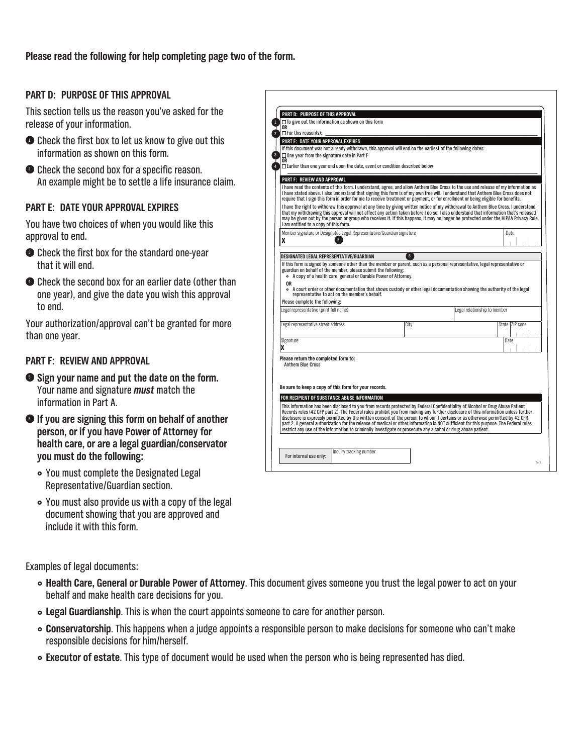**Please read the following for help completing page two of the form.**

### PART D: PURPOSE OF THIS APPROVAL

This section tells us the reason you've asked for the release of your information.

1. Check the first box to let us know to give out this information as shown on this form.
2. Check the second box for a specific reason. An example might be to settle a life insurance claim.

### PART E: DATE YOUR APPROVAL EXPIRES

You have two choices of when you would like this approval to end.

3. Check the first box for the standard one-year that it will end.
4. Check the second box for an earlier date (other than one year), and give the date you wish this approval to end.

Your authorization/approval can't be granted for more than one year.

### PART F: REVIEW AND APPROVAL

5. **Sign your name and put the date on the form.** Your name and signature ***must*** match the information in Part A.
6. **If you are signing this form on behalf of another person, or if you have Power of Attorney for health care, or are a legal guardian/conservator you must do the following:**
   - You must complete the Designated Legal Representative/Guardian section.
   - You must also provide us with a copy of the legal document showing that you are approved and include it with this form.

---

**PART D: PURPOSE OF THIS APPROVAL**

1. ☐ To give out the information as shown on this form
   **OR**
2. ☐ For this reason(s): \_\_\_\_\_\_\_\_\_\_\_\_\_\_\_\_\_\_\_\_

**PART E: DATE YOUR APPROVAL EXPIRES**

If this document was not already withdrawn, this approval will end on the earliest of the following dates:

3. ☐ One year from the signature date in Part F
   **OR**
4. ☐ Earlier than one year and upon the date, event or condition described below

\_\_\_\_\_\_\_\_\_\_\_\_\_\_\_\_\_\_\_\_

**PART F: REVIEW AND APPROVAL**

I have read the contents of this form. I understand, agree, and allow Anthem Blue Cross to the use and release of my information as I have stated above. I also understand that signing this form is of my own free will. I understand that Anthem Blue Cross does not require that I sign this form in order for me to receive treatment or payment, or for enrollment or being eligible for benefits.

I have the right to withdraw this approval at any time by giving written notice of my withdrawal to Anthem Blue Cross. I understand that my withdrawing this approval will not affect any action taken before I do so. I also understand that information that's released may be given out by the person or group who receives it. If this happens, it may no longer be protected under the HIPAA Privacy Rule. I am entitled to a copy of this form.

| Member signature or Designated Legal Representative/Guardian signature (5) | Date |
|---|---|
| X | |

**DESIGNATED LEGAL REPRESENTATIVE/GUARDIAN** (6)

If this form is signed by someone other than the member or parent, such as a personal representative, legal representative or guardian on behalf of the member, please submit the following:

- A copy of a health care, general or Durable Power of Attorney.

**OR**

- A court order or other documentation that shows custody or other legal documentation showing the authority of the legal representative to act on the member's behalf.

Please complete the following:

| Legal representative (print full name) | | Legal relationship to member | |
|---|---|---|---|
| **Legal representative street address** | **City** | **State** | **ZIP code** |
| | | | |
| **Signature** | | | **Date** |
| X | | | |

**Please return the completed form to:**
Anthem Blue Cross

**Be sure to keep a copy of this form for your records.**

**FOR RECIPIENT OF SUBSTANCE ABUSE INFORMATION**

This information has been disclosed to you from records protected by Federal Confidentiality of Alcohol or Drug Abuse Patient Records rules (42 CFP part 2). The Federal rules prohibit you from making any further disclosure of this information unless further disclosure is expressly permitted by the written consent of the person to whom it pertains or as otherwise permitted by 42 CFR part 2. A general authorization for the release of medical or other information is NOT sufficient for this purpose. The Federal rules restrict any use of the information to criminally investigate or prosecute any alcohol or drug abuse patient.

| For internal use only: | Inquiry tracking number |
|---|---|

---

Examples of legal documents:

- **Health Care, General or Durable Power of Attorney**. This document gives someone you trust the legal power to act on your behalf and make health care decisions for you.
- **Legal Guardianship**. This is when the court appoints someone to care for another person.
- **Conservatorship**. This happens when a judge appoints a responsible person to make decisions for someone who can't make responsible decisions for him/herself.
- **Executor of estate**. This type of document would be used when the person who is being represented has died.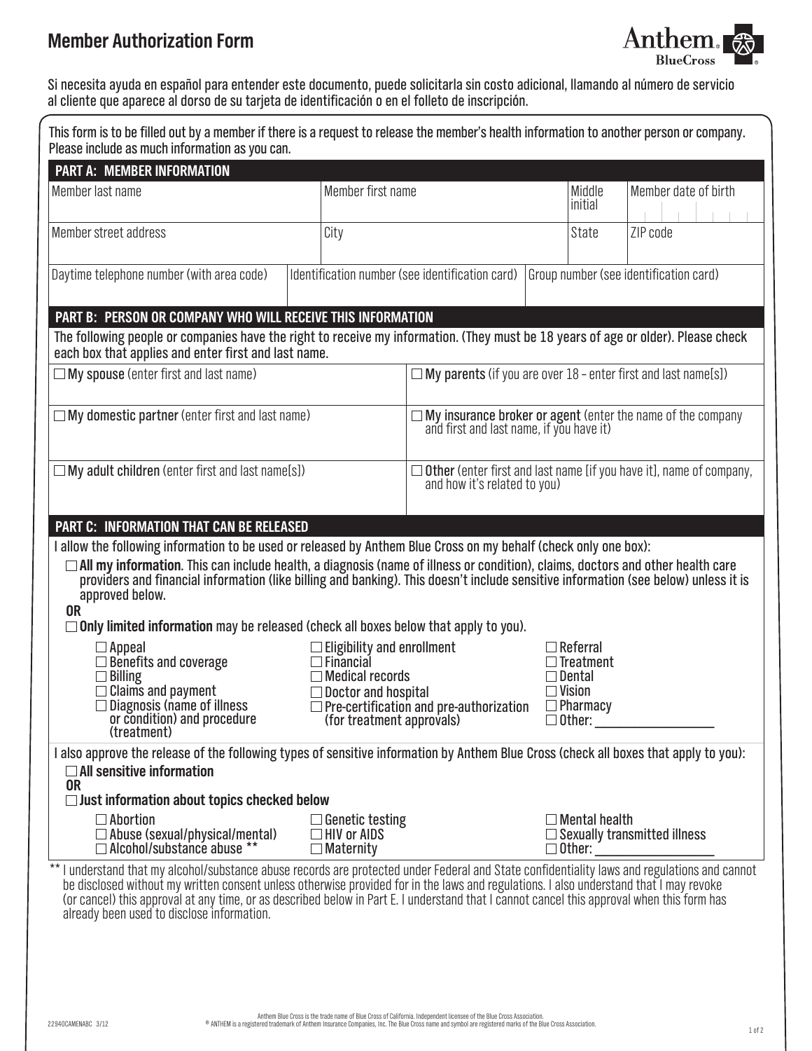# Member Authorization Form

Anthem BlueCross

Si necesita ayuda en español para entender este documento, puede solicitarla sin costo adicional, llamando al número de servicio al cliente que aparece al dorso de su tarjeta de identificación o en el folleto de inscripción.

This form is to be filled out by a member if there is a request to release the member's health information to another person or company. Please include as much information as you can.

## PART A: MEMBER INFORMATION

| Member last name | Member first name | Middle initial | Member date of birth |
|---|---|---|---|
| | | | |

| Member street address | City | State | ZIP code |
|---|---|---|---|
| | | | |

| Daytime telephone number (with area code) | Identification number (see identification card) | Group number (see identification card) |
|---|---|---|
| | | |

## PART B: PERSON OR COMPANY WHO WILL RECEIVE THIS INFORMATION

The following people or companies have the right to receive my information. (They must be 18 years of age or older). Please check each box that applies and enter first and last name.

| | |
|---|---|
| ☐ **My spouse** (enter first and last name) | ☐ **My parents** (if you are over 18 – enter first and last name[s]) |
| ☐ **My domestic partner** (enter first and last name) | ☐ **My insurance broker or agent** (enter the name of the company and first and last name, if you have it) |
| ☐ **My adult children** (enter first and last name[s]) | ☐ **Other** (enter first and last name [if you have it], name of company, and how it's related to you) |

## PART C: INFORMATION THAT CAN BE RELEASED

I allow the following information to be used or released by Anthem Blue Cross on my behalf (check only one box):

☐ **All my information**. This can include health, a diagnosis (name of illness or condition), claims, doctors and other health care providers and financial information (like billing and banking). This doesn't include sensitive information (see below) unless it is approved below.

**OR**

☐ **Only limited information** may be released (check all boxes below that apply to you).

- ☐ Appeal
- ☐ Benefits and coverage
- ☐ Billing
- ☐ Claims and payment
- ☐ Diagnosis (name of illness or condition) and procedure (treatment)
- ☐ Eligibility and enrollment
- ☐ Financial
- ☐ Medical records
- ☐ Doctor and hospital
- ☐ Pre-certification and pre-authorization (for treatment approvals)
- ☐ Referral
- ☐ Treatment
- ☐ Dental
- ☐ Vision
- ☐ Pharmacy
- ☐ Other: ___________________

I also approve the release of the following types of sensitive information by Anthem Blue Cross (check all boxes that apply to you):

☐ **All sensitive information**

**OR**

☐ **Just information about topics checked below**

- ☐ Abortion
- ☐ Abuse (sexual/physical/mental)
- ☐ Alcohol/substance abuse **
- ☐ Genetic testing
- ☐ HIV or AIDS
- ☐ Maternity
- ☐ Mental health
- ☐ Sexually transmitted illness
- ☐ Other: ___________________

** I understand that my alcohol/substance abuse records are protected under Federal and State confidentiality laws and regulations and cannot be disclosed without my written consent unless otherwise provided for in the laws and regulations. I also understand that I may revoke (or cancel) this approval at any time, or as described below in Part E. I understand that I cannot cancel this approval when this form has already been used to disclose information.

22940CAMENABC 3/12

Anthem Blue Cross is the trade name of Blue Cross of California. Independent licensee of the Blue Cross Association.
® ANTHEM is a registered trademark of Anthem Insurance Companies, Inc. The Blue Cross name and symbol are registered marks of the Blue Cross Association.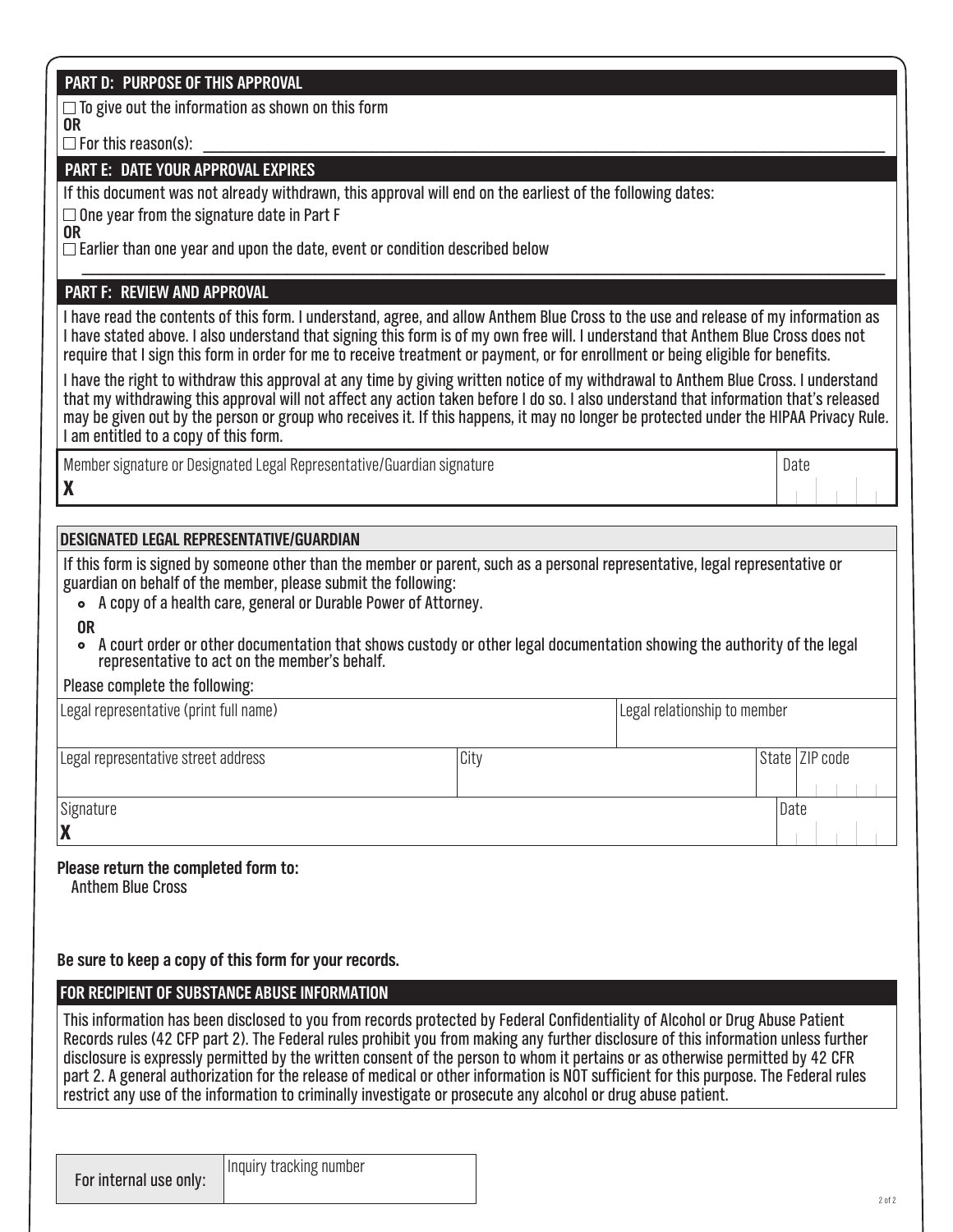## PART D: PURPOSE OF THIS APPROVAL

☐ To give out the information as shown on this form

**OR**

☐ For this reason(s): \_\_\_\_\_\_\_\_\_\_\_\_\_\_\_\_\_\_\_\_\_\_\_\_\_\_\_\_\_\_\_\_\_\_\_\_\_\_\_\_

## PART E: DATE YOUR APPROVAL EXPIRES

If this document was not already withdrawn, this approval will end on the earliest of the following dates:

☐ One year from the signature date in Part F

**OR**

☐ Earlier than one year and upon the date, event or condition described below

\_\_\_\_\_\_\_\_\_\_\_\_\_\_\_\_\_\_\_\_\_\_\_\_\_\_\_\_\_\_\_\_\_\_\_\_\_\_\_\_\_\_\_\_\_\_\_\_\_\_\_\_\_\_\_\_\_\_\_\_

## PART F: REVIEW AND APPROVAL

I have read the contents of this form. I understand, agree, and allow Anthem Blue Cross to the use and release of my information as I have stated above. I also understand that signing this form is of my own free will. I understand that Anthem Blue Cross does not require that I sign this form in order for me to receive treatment or payment, or for enrollment or being eligible for benefits.

I have the right to withdraw this approval at any time by giving written notice of my withdrawal to Anthem Blue Cross. I understand that my withdrawing this approval will not affect any action taken before I do so. I also understand that information that's released may be given out by the person or group who receives it. If this happens, it may no longer be protected under the HIPAA Privacy Rule. I am entitled to a copy of this form.

| Member signature or Designated Legal Representative/Guardian signature | Date |
| --- | --- |
| **X** | |

## DESIGNATED LEGAL REPRESENTATIVE/GUARDIAN

If this form is signed by someone other than the member or parent, such as a personal representative, legal representative or guardian on behalf of the member, please submit the following:

- A copy of a health care, general or Durable Power of Attorney.

**OR**

- A court order or other documentation that shows custody or other legal documentation showing the authority of the legal representative to act on the member's behalf.

Please complete the following:

| Legal representative (print full name) | | Legal relationship to member | |
| --- | --- | --- | --- |
| Legal representative street address | City | State | ZIP code |
| Signature **X** | | | Date |

**Please return the completed form to:**
Anthem Blue Cross

**Be sure to keep a copy of this form for your records.**

## FOR RECIPIENT OF SUBSTANCE ABUSE INFORMATION

This information has been disclosed to you from records protected by Federal Confidentiality of Alcohol or Drug Abuse Patient Records rules (42 CFP part 2). The Federal rules prohibit you from making any further disclosure of this information unless further disclosure is expressly permitted by the written consent of the person to whom it pertains or as otherwise permitted by 42 CFR part 2. A general authorization for the release of medical or other information is NOT sufficient for this purpose. The Federal rules restrict any use of the information to criminally investigate or prosecute any alcohol or drug abuse patient.

| For internal use only: | Inquiry tracking number |
| --- | --- |